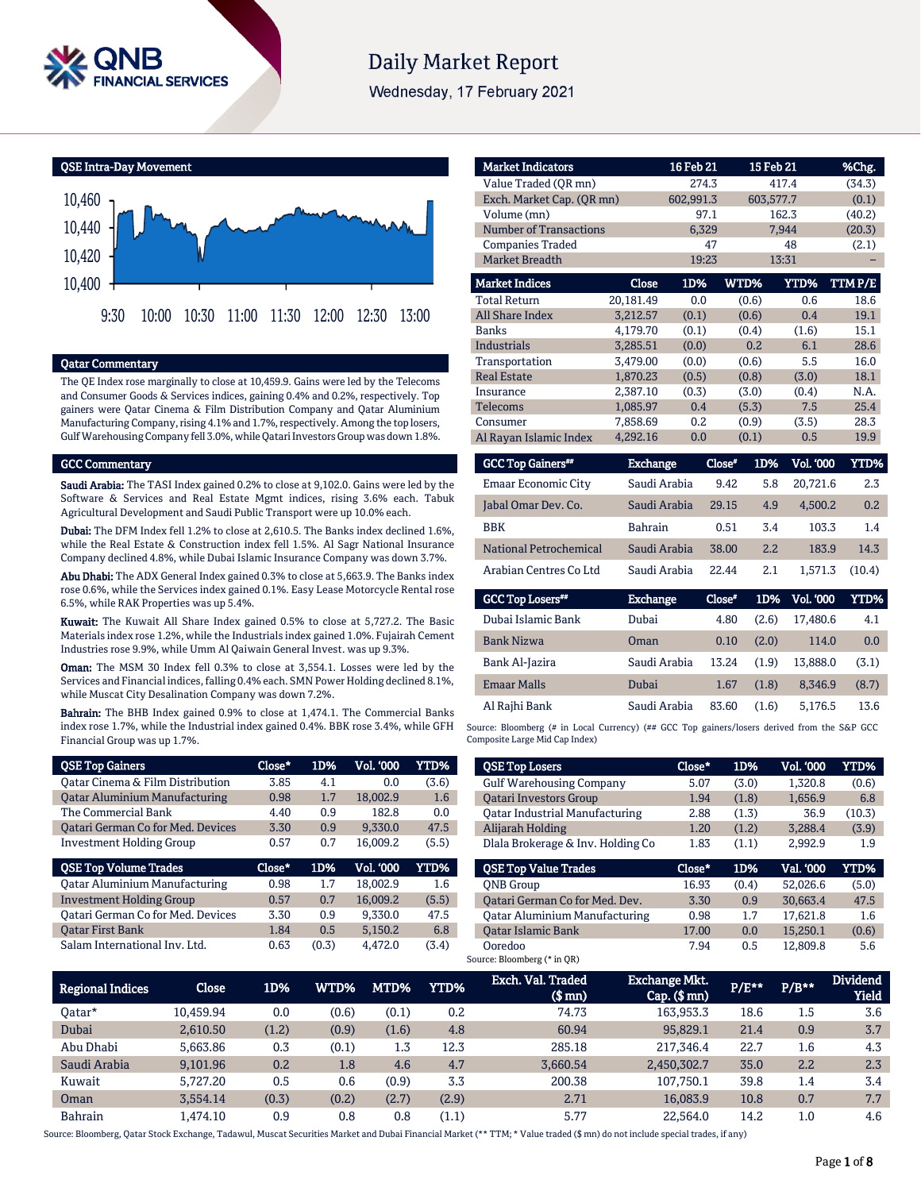# Daily Market Report

Wednesday, 17 February 2021

## QSE Intra-Day Movement

## Qatar Commentary

The QE Index rose marginally to close at 10,459.9. Gains were led by the Telecoms and Consumer Goods & Services indices, gaining 0.4% and 0.2%, respectively. Top gainers were Qatar Cinema & Film Distribution Company and Qatar Aluminium Manufacturing Company, rising 4.1% and 1.7%, respectively. Among the top losers, Gulf Warehousing Company fell 3.0%, while Qatari Investors Group was down 1.8%.

## GCC Commentary

**Saudi Arabia:** The TASI Index gained 0.2% to close at 9,102.0. Gains were led by the Software & Services and Real Estate Mgmt indices, rising 3.6% each. Tabuk Agricultural Development and Saudi Public Transport were up 10.0% each.

**Dubai:** The DFM Index fell 1.2% to close at 2,610.5. The Banks index declined 1.6%, while the Real Estate & Construction index fell 1.5%. Al Sagr National Insurance Company declined 4.8%, while Dubai Islamic Insurance Company was down 3.7%.

**Abu Dhabi:** The ADX General Index gained 0.3% to close at 5,663.9. The Banks index rose 0.6%, while the Services index gained 0.1%. Easy Lease Motorcycle Rental rose 6.5%, while RAK Properties was up 5.4%.

**Kuwait:** The Kuwait All Share Index gained 0.5% to close at 5,727.2. The Basic Materials index rose 1.2%, while the Industrials index gained 1.0%. Fujairah Cement Industries rose 9.9%, while Umm Al Qaiwain General Invest. was up 9.3%.

**Oman:** The MSM 30 Index fell 0.3% to close at 3,554.1. Losses were led by the Services and Financial indices, falling 0.4% each. SMN Power Holding declined 8.1%, while Muscat City Desalination Company was down 7.2%.

**Bahrain:** The BHB Index gained 0.9% to close at 1,474.1. The Commercial Banks index rose 1.7%, while the Industrial index gained 0.4%. BBK rose 3.4%, while GFH Financial Group was up 1.7%.

| Market Indicators | 16 Feb 21 | 15 Feb 21 | %Chg. |
|---|---|---|---|
| Value Traded (QR mn) | 274.3 | 417.4 | (34.3) |
| Exch. Market Cap. (QR mn) | 602,991.3 | 603,577.7 | (0.1) |
| Volume (mn) | 97.1 | 162.3 | (40.2) |
| Number of Transactions | 6,329 | 7,944 | (20.3) |
| Companies Traded | 47 | 48 | (2.1) |
| Market Breadth | 19:23 | 13:31 | – |

| Market Indices | Close | 1D% | WTD% | YTD% | TTM P/E |
|---|---|---|---|---|---|
| Total Return | 20,181.49 | 0.0 | (0.6) | 0.6 | 18.6 |
| All Share Index | 3,212.57 | (0.1) | (0.6) | 0.4 | 19.1 |
| Banks | 4,179.70 | (0.1) | (0.4) | (1.6) | 15.1 |
| Industrials | 3,285.51 | (0.0) | 0.2 | 6.1 | 28.6 |
| Transportation | 3,479.00 | (0.0) | (0.6) | 5.5 | 16.0 |
| Real Estate | 1,870.23 | (0.5) | (0.8) | (3.0) | 18.1 |
| Insurance | 2,387.10 | (0.3) | (3.0) | (0.4) | N.A. |
| Telecoms | 1,085.97 | 0.4 | (5.3) | 7.5 | 25.4 |
| Consumer | 7,858.69 | 0.2 | (0.9) | (3.5) | 28.3 |
| Al Rayan Islamic Index | 4,292.16 | 0.0 | (0.1) | 0.5 | 19.9 |

| GCC Top Gainers## | Exchange | Close# | 1D% | Vol. '000 | YTD% |
|---|---|---|---|---|---|
| Emaar Economic City | Saudi Arabia | 9.42 | 5.8 | 20,721.6 | 2.3 |
| Jabal Omar Dev. Co. | Saudi Arabia | 29.15 | 4.9 | 4,500.2 | 0.2 |
| BBK | Bahrain | 0.51 | 3.4 | 103.3 | 1.4 |
| National Petrochemical | Saudi Arabia | 38.00 | 2.2 | 183.9 | 14.3 |
| Arabian Centres Co Ltd | Saudi Arabia | 22.44 | 2.1 | 1,571.3 | (10.4) |

| GCC Top Losers## | Exchange | Close# | 1D% | Vol. '000 | YTD% |
|---|---|---|---|---|---|
| Dubai Islamic Bank | Dubai | 4.80 | (2.6) | 17,480.6 | 4.1 |
| Bank Nizwa | Oman | 0.10 | (2.0) | 114.0 | 0.0 |
| Bank Al-Jazira | Saudi Arabia | 13.24 | (1.9) | 13,888.0 | (3.1) |
| Emaar Malls | Dubai | 1.67 | (1.8) | 8,346.9 | (8.7) |
| Al Rajhi Bank | Saudi Arabia | 83.60 | (1.6) | 5,176.5 | 13.6 |

Source: Bloomberg (# in Local Currency) (## GCC Top gainers/losers derived from the S&P GCC Composite Large Mid Cap Index)

| QSE Top Gainers | Close* | 1D% | Vol. '000 | YTD% |
|---|---|---|---|---|
| Qatar Cinema & Film Distribution | 3.85 | 4.1 | 0.0 | (3.6) |
| Qatar Aluminium Manufacturing | 0.98 | 1.7 | 18,002.9 | 1.6 |
| The Commercial Bank | 4.40 | 0.9 | 182.8 | 0.0 |
| Qatari German Co for Med. Devices | 3.30 | 0.9 | 9,330.0 | 47.5 |
| Investment Holding Group | 0.57 | 0.7 | 16,009.2 | (5.5) |

| QSE Top Volume Trades | Close* | 1D% | Vol. '000 | YTD% |
|---|---|---|---|---|
| Qatar Aluminium Manufacturing | 0.98 | 1.7 | 18,002.9 | 1.6 |
| Investment Holding Group | 0.57 | 0.7 | 16,009.2 | (5.5) |
| Qatari German Co for Med. Devices | 3.30 | 0.9 | 9,330.0 | 47.5 |
| Qatar First Bank | 1.84 | 0.5 | 5,150.2 | 6.8 |
| Salam International Inv. Ltd. | 0.63 | (0.3) | 4,472.0 | (3.4) |

| QSE Top Losers | Close* | 1D% | Vol. '000 | YTD% |
|---|---|---|---|---|
| Gulf Warehousing Company | 5.07 | (3.0) | 1,320.8 | (0.6) |
| Qatari Investors Group | 1.94 | (1.8) | 1,656.9 | 6.8 |
| Qatar Industrial Manufacturing | 2.88 | (1.3) | 36.9 | (10.3) |
| Alijarah Holding | 1.20 | (1.2) | 3,288.4 | (3.9) |
| Dlala Brokerage & Inv. Holding Co | 1.83 | (1.1) | 2,992.9 | 1.9 |

| QSE Top Value Trades | Close* | 1D% | Val. '000 | YTD% |
|---|---|---|---|---|
| QNB Group | 16.93 | (0.4) | 52,026.6 | (5.0) |
| Qatari German Co for Med. Dev. | 3.30 | 0.9 | 30,663.4 | 47.5 |
| Qatar Aluminium Manufacturing | 0.98 | 1.7 | 17,621.8 | 1.6 |
| Qatar Islamic Bank | 17.00 | 0.0 | 15,250.1 | (0.6) |
| Ooredoo | 7.94 | 0.5 | 12,809.8 | 5.6 |

Source: Bloomberg (* in QR)

| Regional Indices | Close | 1D% | WTD% | MTD% | YTD% | Exch. Val. Traded ($ mn) | Exchange Mkt. Cap. ($ mn) | P/E** | P/B** | Dividend Yield |
|---|---|---|---|---|---|---|---|---|---|---|
| Qatar* | 10,459.94 | 0.0 | (0.6) | (0.1) | 0.2 | 74.73 | 163,953.3 | 18.6 | 1.5 | 3.6 |
| Dubai | 2,610.50 | (1.2) | (0.9) | (1.6) | 4.8 | 60.94 | 95,829.1 | 21.4 | 0.9 | 3.7 |
| Abu Dhabi | 5,663.86 | 0.3 | (0.1) | 1.3 | 12.3 | 285.18 | 217,346.4 | 22.7 | 1.6 | 4.3 |
| Saudi Arabia | 9,101.96 | 0.2 | 1.8 | 4.6 | 4.7 | 3,660.54 | 2,450,302.7 | 35.0 | 2.2 | 2.3 |
| Kuwait | 5,727.20 | 0.5 | 0.6 | (0.9) | 3.3 | 200.38 | 107,750.1 | 39.8 | 1.4 | 3.4 |
| Oman | 3,554.14 | (0.3) | (0.2) | (2.7) | (2.9) | 2.71 | 16,083.9 | 10.8 | 0.7 | 7.7 |
| Bahrain | 1,474.10 | 0.9 | 0.8 | 0.8 | (1.1) | 5.77 | 22,564.0 | 14.2 | 1.0 | 4.6 |

Source: Bloomberg, Qatar Stock Exchange, Tadawul, Muscat Securities Market and Dubai Financial Market (** TTM; * Value traded ($ mn) do not include special trades, if any)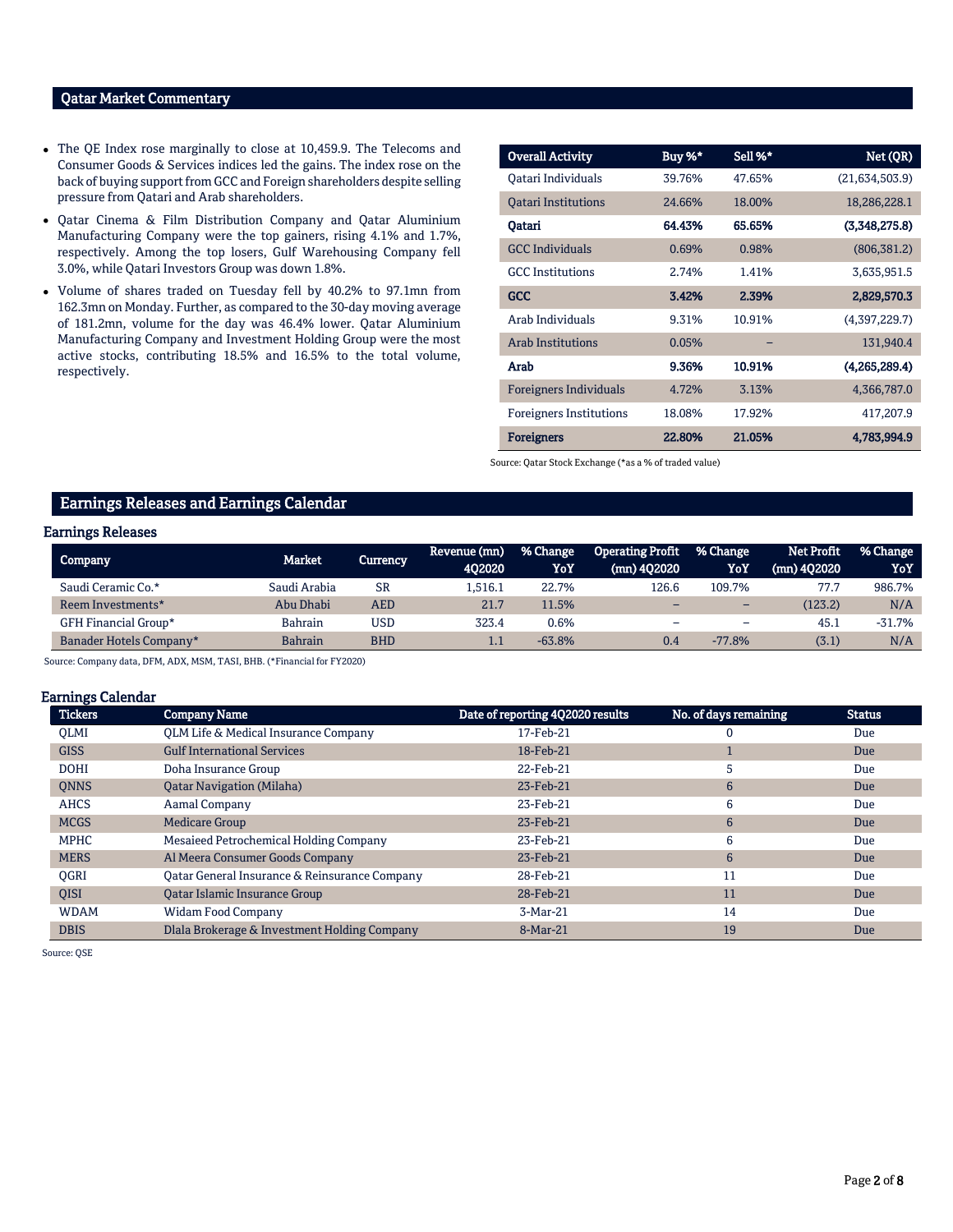## Qatar Market Commentary

- The QE Index rose marginally to close at 10,459.9. The Telecoms and Consumer Goods & Services indices led the gains. The index rose on the back of buying support from GCC and Foreign shareholders despite selling pressure from Qatari and Arab shareholders.
- Qatar Cinema & Film Distribution Company and Qatar Aluminium Manufacturing Company were the top gainers, rising 4.1% and 1.7%, respectively. Among the top losers, Gulf Warehousing Company fell 3.0%, while Qatari Investors Group was down 1.8%.
- Volume of shares traded on Tuesday fell by 40.2% to 97.1mn from 162.3mn on Monday. Further, as compared to the 30-day moving average of 181.2mn, volume for the day was 46.4% lower. Qatar Aluminium Manufacturing Company and Investment Holding Group were the most active stocks, contributing 18.5% and 16.5% to the total volume, respectively.

| Overall Activity | Buy %* | Sell %* | Net (QR) |
|---|---|---|---|
| Qatari Individuals | 39.76% | 47.65% | (21,634,503.9) |
| Qatari Institutions | 24.66% | 18.00% | 18,286,228.1 |
| **Qatari** | **64.43%** | **65.65%** | **(3,348,275.8)** |
| GCC Individuals | 0.69% | 0.98% | (806,381.2) |
| GCC Institutions | 2.74% | 1.41% | 3,635,951.5 |
| **GCC** | **3.42%** | **2.39%** | **2,829,570.3** |
| Arab Individuals | 9.31% | 10.91% | (4,397,229.7) |
| Arab Institutions | 0.05% | – | 131,940.4 |
| **Arab** | **9.36%** | **10.91%** | **(4,265,289.4)** |
| Foreigners Individuals | 4.72% | 3.13% | 4,366,787.0 |
| Foreigners Institutions | 18.08% | 17.92% | 417,207.9 |
| **Foreigners** | **22.80%** | **21.05%** | **4,783,994.9** |

Source: Qatar Stock Exchange (*as a % of traded value)

## Earnings Releases and Earnings Calendar

### Earnings Releases

| Company | Market | Currency | Revenue (mn) 4Q2020 | % Change YoY | Operating Profit (mn) 4Q2020 | % Change YoY | Net Profit (mn) 4Q2020 | % Change YoY |
|---|---|---|---|---|---|---|---|---|
| Saudi Ceramic Co.* | Saudi Arabia | SR | 1,516.1 | 22.7% | 126.6 | 109.7% | 77.7 | 986.7% |
| Reem Investments* | Abu Dhabi | AED | 21.7 | 11.5% | – | – | (123.2) | N/A |
| GFH Financial Group* | Bahrain | USD | 323.4 | 0.6% | – | – | 45.1 | -31.7% |
| Banader Hotels Company* | Bahrain | BHD | 1.1 | -63.8% | 0.4 | -77.8% | (3.1) | N/A |

Source: Company data, DFM, ADX, MSM, TASI, BHB. (*Financial for FY2020)

### Earnings Calendar

| Tickers | Company Name | Date of reporting 4Q2020 results | No. of days remaining | Status |
|---|---|---|---|---|
| QLMI | QLM Life & Medical Insurance Company | 17-Feb-21 | 0 | Due |
| GISS | Gulf International Services | 18-Feb-21 | 1 | Due |
| DOHI | Doha Insurance Group | 22-Feb-21 | 5 | Due |
| QNNS | Qatar Navigation (Milaha) | 23-Feb-21 | 6 | Due |
| AHCS | Aamal Company | 23-Feb-21 | 6 | Due |
| MCGS | Medicare Group | 23-Feb-21 | 6 | Due |
| MPHC | Mesaieed Petrochemical Holding Company | 23-Feb-21 | 6 | Due |
| MERS | Al Meera Consumer Goods Company | 23-Feb-21 | 6 | Due |
| QGRI | Qatar General Insurance & Reinsurance Company | 28-Feb-21 | 11 | Due |
| QISI | Qatar Islamic Insurance Group | 28-Feb-21 | 11 | Due |
| WDAM | Widam Food Company | 3-Mar-21 | 14 | Due |
| DBIS | Dlala Brokerage & Investment Holding Company | 8-Mar-21 | 19 | Due |

Source: QSE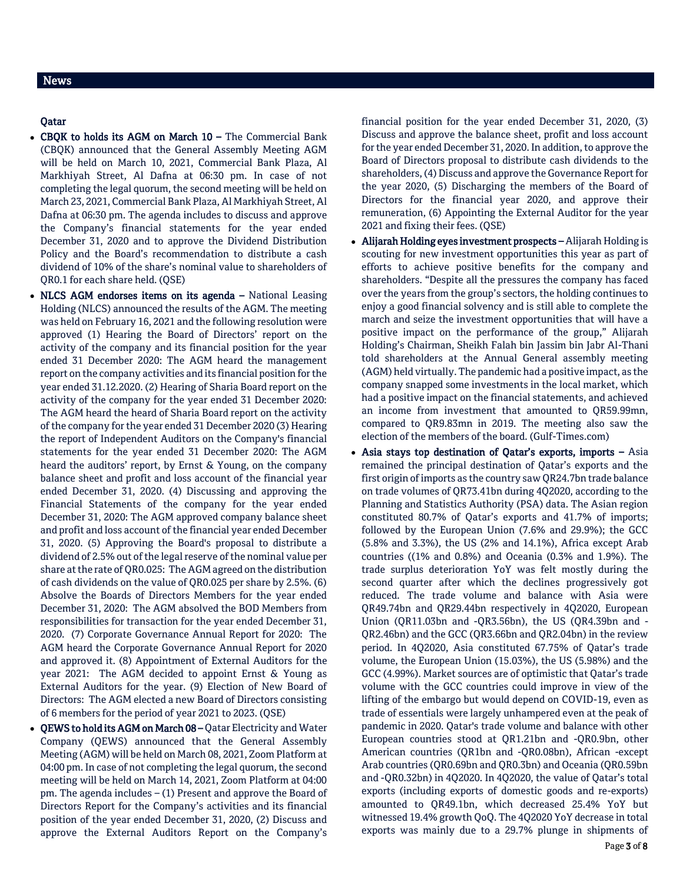## News

### Qatar

- **CBQK to holds its AGM on March 10 –** The Commercial Bank (CBQK) announced that the General Assembly Meeting AGM will be held on March 10, 2021, Commercial Bank Plaza, Al Markhiyah Street, Al Dafna at 06:30 pm. In case of not completing the legal quorum, the second meeting will be held on March 23, 2021, Commercial Bank Plaza, Al Markhiyah Street, Al Dafna at 06:30 pm. The agenda includes to discuss and approve the Company's financial statements for the year ended December 31, 2020 and to approve the Dividend Distribution Policy and the Board's recommendation to distribute a cash dividend of 10% of the share's nominal value to shareholders of QR0.1 for each share held. (QSE)
- **NLCS AGM endorses items on its agenda –** National Leasing Holding (NLCS) announced the results of the AGM. The meeting was held on February 16, 2021 and the following resolution were approved (1) Hearing the Board of Directors' report on the activity of the company and its financial position for the year ended 31 December 2020: The AGM heard the management report on the company activities and its financial position for the year ended 31.12.2020. (2) Hearing of Sharia Board report on the activity of the company for the year ended 31 December 2020: The AGM heard the heard of Sharia Board report on the activity of the company for the year ended 31 December 2020 (3) Hearing the report of Independent Auditors on the Company's financial statements for the year ended 31 December 2020: The AGM heard the auditors' report, by Ernst & Young, on the company balance sheet and profit and loss account of the financial year ended December 31, 2020. (4) Discussing and approving the Financial Statements of the company for the year ended December 31, 2020: The AGM approved company balance sheet and profit and loss account of the financial year ended December 31, 2020. (5) Approving the Board's proposal to distribute a dividend of 2.5% out of the legal reserve of the nominal value per share at the rate of QR0.025: The AGM agreed on the distribution of cash dividends on the value of QR0.025 per share by 2.5%. (6) Absolve the Boards of Directors Members for the year ended December 31, 2020: The AGM absolved the BOD Members from responsibilities for transaction for the year ended December 31, 2020. (7) Corporate Governance Annual Report for 2020: The AGM heard the Corporate Governance Annual Report for 2020 and approved it. (8) Appointment of External Auditors for the year 2021: The AGM decided to appoint Ernst & Young as External Auditors for the year. (9) Election of New Board of Directors: The AGM elected a new Board of Directors consisting of 6 members for the period of year 2021 to 2023. (QSE)
- **QEWS to hold its AGM on March 08 –** Qatar Electricity and Water Company (QEWS) announced that the General Assembly Meeting (AGM) will be held on March 08, 2021, Zoom Platform at 04:00 pm. In case of not completing the legal quorum, the second meeting will be held on March 14, 2021, Zoom Platform at 04:00 pm. The agenda includes – (1) Present and approve the Board of Directors Report for the Company's activities and its financial position of the year ended December 31, 2020, (2) Discuss and approve the External Auditors Report on the Company's financial position for the year ended December 31, 2020, (3) Discuss and approve the balance sheet, profit and loss account for the year ended December 31, 2020. In addition, to approve the Board of Directors proposal to distribute cash dividends to the shareholders, (4) Discuss and approve the Governance Report for the year 2020, (5) Discharging the members of the Board of Directors for the financial year 2020, and approve their remuneration, (6) Appointing the External Auditor for the year 2021 and fixing their fees. (QSE)
- **Alijarah Holding eyes investment prospects –** Alijarah Holding is scouting for new investment opportunities this year as part of efforts to achieve positive benefits for the company and shareholders. "Despite all the pressures the company has faced over the years from the group's sectors, the holding continues to enjoy a good financial solvency and is still able to complete the march and seize the investment opportunities that will have a positive impact on the performance of the group," Alijarah Holding's Chairman, Sheikh Falah bin Jassim bin Jabr Al-Thani told shareholders at the Annual General assembly meeting (AGM) held virtually. The pandemic had a positive impact, as the company snapped some investments in the local market, which had a positive impact on the financial statements, and achieved an income from investment that amounted to QR59.99mn, compared to QR9.83mn in 2019. The meeting also saw the election of the members of the board. (Gulf-Times.com)
- **Asia stays top destination of Qatar's exports, imports –** Asia remained the principal destination of Qatar's exports and the first origin of imports as the country saw QR24.7bn trade balance on trade volumes of QR73.41bn during 4Q2020, according to the Planning and Statistics Authority (PSA) data. The Asian region constituted 80.7% of Qatar's exports and 41.7% of imports; followed by the European Union (7.6% and 29.9%); the GCC (5.8% and 3.3%), the US (2% and 14.1%), Africa except Arab countries ((1% and 0.8%) and Oceania (0.3% and 1.9%). The trade surplus deterioration YoY was felt mostly during the second quarter after which the declines progressively got reduced. The trade volume and balance with Asia were QR49.74bn and QR29.44bn respectively in 4Q2020, European Union (QR11.03bn and -QR3.56bn), the US (QR4.39bn and -QR2.46bn) and the GCC (QR3.66bn and QR2.04bn) in the review period. In 4Q2020, Asia constituted 67.75% of Qatar's trade volume, the European Union (15.03%), the US (5.98%) and the GCC (4.99%). Market sources are of optimistic that Qatar's trade volume with the GCC countries could improve in view of the lifting of the embargo but would depend on COVID-19, even as trade of essentials were largely unhampered even at the peak of pandemic in 2020. Qatar's trade volume and balance with other European countries stood at QR1.21bn and -QR0.9bn, other American countries (QR1bn and -QR0.08bn), African -except Arab countries (QR0.69bn and QR0.3bn) and Oceania (QR0.59bn and -QR0.32bn) in 4Q2020. In 4Q2020, the value of Qatar's total exports (including exports of domestic goods and re-exports) amounted to QR49.1bn, which decreased 25.4% YoY but witnessed 19.4% growth QoQ. The 4Q2020 YoY decrease in total exports was mainly due to a 29.7% plunge in shipments of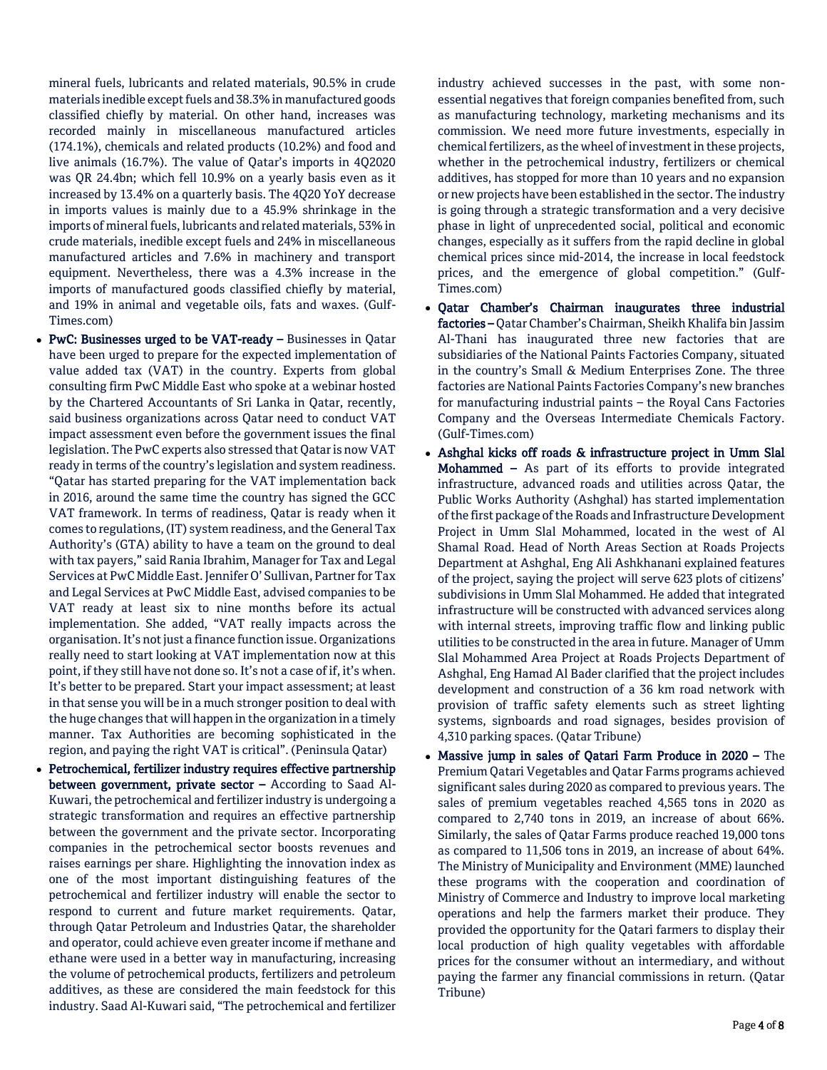mineral fuels, lubricants and related materials, 90.5% in crude materials inedible except fuels and 38.3% in manufactured goods classified chiefly by material. On other hand, increases was recorded mainly in miscellaneous manufactured articles (174.1%), chemicals and related products (10.2%) and food and live animals (16.7%). The value of Qatar's imports in 4Q2020 was QR 24.4bn; which fell 10.9% on a yearly basis even as it increased by 13.4% on a quarterly basis. The 4Q20 YoY decrease in imports values is mainly due to a 45.9% shrinkage in the imports of mineral fuels, lubricants and related materials, 53% in crude materials, inedible except fuels and 24% in miscellaneous manufactured articles and 7.6% in machinery and transport equipment. Nevertheless, there was a 4.3% increase in the imports of manufactured goods classified chiefly by material, and 19% in animal and vegetable oils, fats and waxes. (Gulf-Times.com)

- **PwC: Businesses urged to be VAT-ready –** Businesses in Qatar have been urged to prepare for the expected implementation of value added tax (VAT) in the country. Experts from global consulting firm PwC Middle East who spoke at a webinar hosted by the Chartered Accountants of Sri Lanka in Qatar, recently, said business organizations across Qatar need to conduct VAT impact assessment even before the government issues the final legislation. The PwC experts also stressed that Qatar is now VAT ready in terms of the country's legislation and system readiness. "Qatar has started preparing for the VAT implementation back in 2016, around the same time the country has signed the GCC VAT framework. In terms of readiness, Qatar is ready when it comes to regulations, (IT) system readiness, and the General Tax Authority's (GTA) ability to have a team on the ground to deal with tax payers," said Rania Ibrahim, Manager for Tax and Legal Services at PwC Middle East. Jennifer O' Sullivan, Partner for Tax and Legal Services at PwC Middle East, advised companies to be VAT ready at least six to nine months before its actual implementation. She added, "VAT really impacts across the organisation. It's not just a finance function issue. Organizations really need to start looking at VAT implementation now at this point, if they still have not done so. It's not a case of if, it's when. It's better to be prepared. Start your impact assessment; at least in that sense you will be in a much stronger position to deal with the huge changes that will happen in the organization in a timely manner. Tax Authorities are becoming sophisticated in the region, and paying the right VAT is critical". (Peninsula Qatar)
- **Petrochemical, fertilizer industry requires effective partnership between government, private sector –** According to Saad Al-Kuwari, the petrochemical and fertilizer industry is undergoing a strategic transformation and requires an effective partnership between the government and the private sector. Incorporating companies in the petrochemical sector boosts revenues and raises earnings per share. Highlighting the innovation index as one of the most important distinguishing features of the petrochemical and fertilizer industry will enable the sector to respond to current and future market requirements. Qatar, through Qatar Petroleum and Industries Qatar, the shareholder and operator, could achieve even greater income if methane and ethane were used in a better way in manufacturing, increasing the volume of petrochemical products, fertilizers and petroleum additives, as these are considered the main feedstock for this industry. Saad Al-Kuwari said, "The petrochemical and fertilizer industry achieved successes in the past, with some non-essential negatives that foreign companies benefited from, such as manufacturing technology, marketing mechanisms and its commission. We need more future investments, especially in chemical fertilizers, as the wheel of investment in these projects, whether in the petrochemical industry, fertilizers or chemical additives, has stopped for more than 10 years and no expansion or new projects have been established in the sector. The industry is going through a strategic transformation and a very decisive phase in light of unprecedented social, political and economic changes, especially as it suffers from the rapid decline in global chemical prices since mid-2014, the increase in local feedstock prices, and the emergence of global competition." (Gulf-Times.com)
- **Qatar Chamber's Chairman inaugurates three industrial factories –** Qatar Chamber's Chairman, Sheikh Khalifa bin Jassim Al-Thani has inaugurated three new factories that are subsidiaries of the National Paints Factories Company, situated in the country's Small & Medium Enterprises Zone. The three factories are National Paints Factories Company's new branches for manufacturing industrial paints – the Royal Cans Factories Company and the Overseas Intermediate Chemicals Factory. (Gulf-Times.com)
- **Ashghal kicks off roads & infrastructure project in Umm Slal Mohammed –** As part of its efforts to provide integrated infrastructure, advanced roads and utilities across Qatar, the Public Works Authority (Ashghal) has started implementation of the first package of the Roads and Infrastructure Development Project in Umm Slal Mohammed, located in the west of Al Shamal Road. Head of North Areas Section at Roads Projects Department at Ashghal, Eng Ali Ashkhanani explained features of the project, saying the project will serve 623 plots of citizens' subdivisions in Umm Slal Mohammed. He added that integrated infrastructure will be constructed with advanced services along with internal streets, improving traffic flow and linking public utilities to be constructed in the area in future. Manager of Umm Slal Mohammed Area Project at Roads Projects Department of Ashghal, Eng Hamad Al Bader clarified that the project includes development and construction of a 36 km road network with provision of traffic safety elements such as street lighting systems, signboards and road signages, besides provision of 4,310 parking spaces. (Qatar Tribune)
- **Massive jump in sales of Qatari Farm Produce in 2020 –** The Premium Qatari Vegetables and Qatar Farms programs achieved significant sales during 2020 as compared to previous years. The sales of premium vegetables reached 4,565 tons in 2020 as compared to 2,740 tons in 2019, an increase of about 66%. Similarly, the sales of Qatar Farms produce reached 19,000 tons as compared to 11,506 tons in 2019, an increase of about 64%. The Ministry of Municipality and Environment (MME) launched these programs with the cooperation and coordination of Ministry of Commerce and Industry to improve local marketing operations and help the farmers market their produce. They provided the opportunity for the Qatari farmers to display their local production of high quality vegetables with affordable prices for the consumer without an intermediary, and without paying the farmer any financial commissions in return. (Qatar Tribune)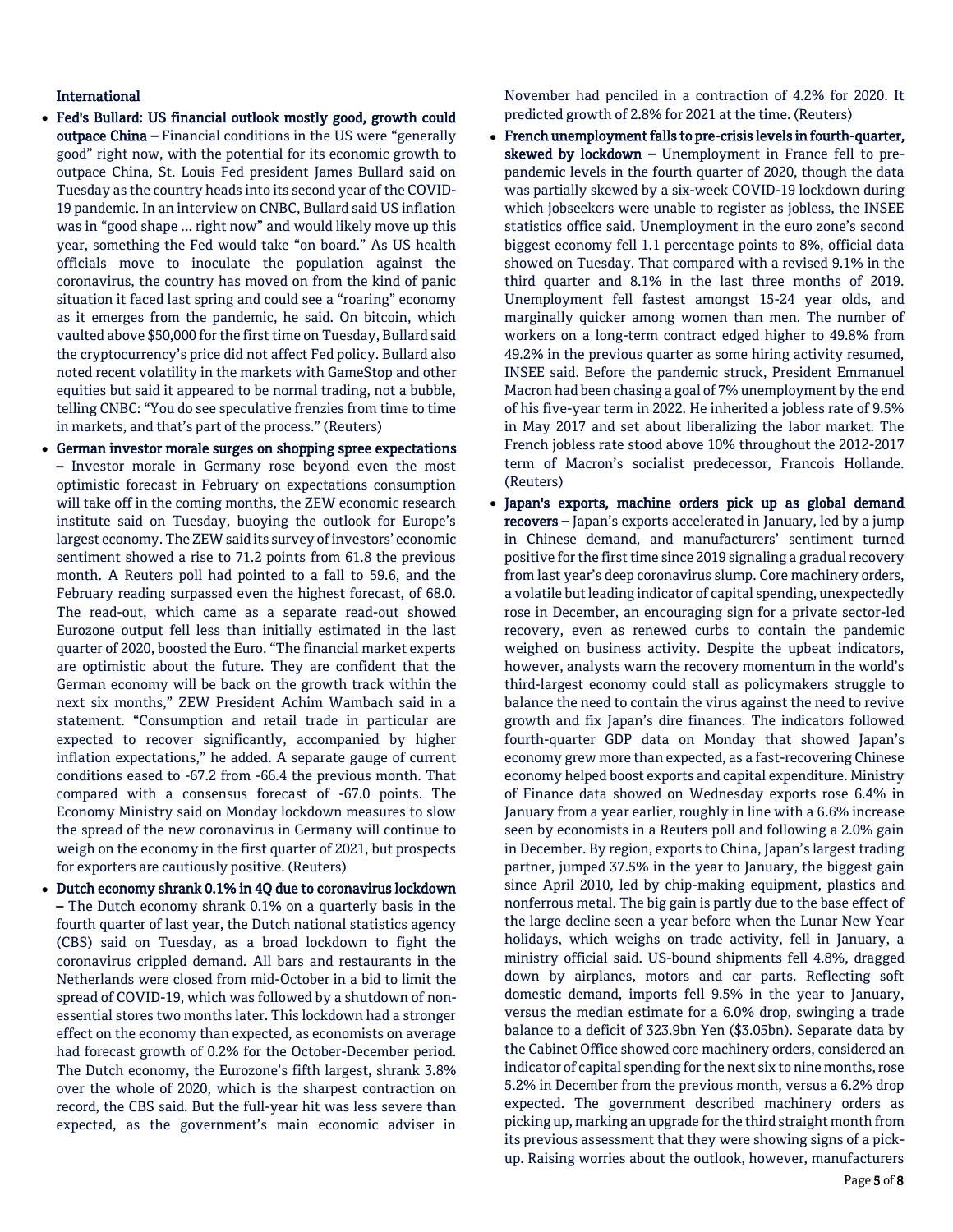## International

- **Fed's Bullard: US financial outlook mostly good, growth could outpace China –** Financial conditions in the US were "generally good" right now, with the potential for its economic growth to outpace China, St. Louis Fed president James Bullard said on Tuesday as the country heads into its second year of the COVID-19 pandemic. In an interview on CNBC, Bullard said US inflation was in "good shape ... right now" and would likely move up this year, something the Fed would take "on board." As US health officials move to inoculate the population against the coronavirus, the country has moved on from the kind of panic situation it faced last spring and could see a "roaring" economy as it emerges from the pandemic, he said. On bitcoin, which vaulted above $50,000 for the first time on Tuesday, Bullard said the cryptocurrency's price did not affect Fed policy. Bullard also noted recent volatility in the markets with GameStop and other equities but said it appeared to be normal trading, not a bubble, telling CNBC: "You do see speculative frenzies from time to time in markets, and that's part of the process." (Reuters)
- **German investor morale surges on shopping spree expectations –** Investor morale in Germany rose beyond even the most optimistic forecast in February on expectations consumption will take off in the coming months, the ZEW economic research institute said on Tuesday, buoying the outlook for Europe's largest economy. The ZEW said its survey of investors' economic sentiment showed a rise to 71.2 points from 61.8 the previous month. A Reuters poll had pointed to a fall to 59.6, and the February reading surpassed even the highest forecast, of 68.0. The read-out, which came as a separate read-out showed Eurozone output fell less than initially estimated in the last quarter of 2020, boosted the Euro. "The financial market experts are optimistic about the future. They are confident that the German economy will be back on the growth track within the next six months," ZEW President Achim Wambach said in a statement. "Consumption and retail trade in particular are expected to recover significantly, accompanied by higher inflation expectations," he added. A separate gauge of current conditions eased to -67.2 from -66.4 the previous month. That compared with a consensus forecast of -67.0 points. The Economy Ministry said on Monday lockdown measures to slow the spread of the new coronavirus in Germany will continue to weigh on the economy in the first quarter of 2021, but prospects for exporters are cautiously positive. (Reuters)
- **Dutch economy shrank 0.1% in 4Q due to coronavirus lockdown –** The Dutch economy shrank 0.1% on a quarterly basis in the fourth quarter of last year, the Dutch national statistics agency (CBS) said on Tuesday, as a broad lockdown to fight the coronavirus crippled demand. All bars and restaurants in the Netherlands were closed from mid-October in a bid to limit the spread of COVID-19, which was followed by a shutdown of non-essential stores two months later. This lockdown had a stronger effect on the economy than expected, as economists on average had forecast growth of 0.2% for the October-December period. The Dutch economy, the Eurozone's fifth largest, shrank 3.8% over the whole of 2020, which is the sharpest contraction on record, the CBS said. But the full-year hit was less severe than expected, as the government's main economic adviser in November had penciled in a contraction of 4.2% for 2020. It predicted growth of 2.8% for 2021 at the time. (Reuters)
- **French unemployment falls to pre-crisis levels in fourth-quarter, skewed by lockdown –** Unemployment in France fell to pre-pandemic levels in the fourth quarter of 2020, though the data was partially skewed by a six-week COVID-19 lockdown during which jobseekers were unable to register as jobless, the INSEE statistics office said. Unemployment in the euro zone's second biggest economy fell 1.1 percentage points to 8%, official data showed on Tuesday. That compared with a revised 9.1% in the third quarter and 8.1% in the last three months of 2019. Unemployment fell fastest amongst 15-24 year olds, and marginally quicker among women than men. The number of workers on a long-term contract edged higher to 49.8% from 49.2% in the previous quarter as some hiring activity resumed, INSEE said. Before the pandemic struck, President Emmanuel Macron had been chasing a goal of 7% unemployment by the end of his five-year term in 2022. He inherited a jobless rate of 9.5% in May 2017 and set about liberalizing the labor market. The French jobless rate stood above 10% throughout the 2012-2017 term of Macron's socialist predecessor, Francois Hollande. (Reuters)
- **Japan's exports, machine orders pick up as global demand recovers –** Japan's exports accelerated in January, led by a jump in Chinese demand, and manufacturers' sentiment turned positive for the first time since 2019 signaling a gradual recovery from last year's deep coronavirus slump. Core machinery orders, a volatile but leading indicator of capital spending, unexpectedly rose in December, an encouraging sign for a private sector-led recovery, even as renewed curbs to contain the pandemic weighed on business activity. Despite the upbeat indicators, however, analysts warn the recovery momentum in the world's third-largest economy could stall as policymakers struggle to balance the need to contain the virus against the need to revive growth and fix Japan's dire finances. The indicators followed fourth-quarter GDP data on Monday that showed Japan's economy grew more than expected, as a fast-recovering Chinese economy helped boost exports and capital expenditure. Ministry of Finance data showed on Wednesday exports rose 6.4% in January from a year earlier, roughly in line with a 6.6% increase seen by economists in a Reuters poll and following a 2.0% gain in December. By region, exports to China, Japan's largest trading partner, jumped 37.5% in the year to January, the biggest gain since April 2010, led by chip-making equipment, plastics and nonferrous metal. The big gain is partly due to the base effect of the large decline seen a year before when the Lunar New Year holidays, which weighs on trade activity, fell in January, a ministry official said. US-bound shipments fell 4.8%, dragged down by airplanes, motors and car parts. Reflecting soft domestic demand, imports fell 9.5% in the year to January, versus the median estimate for a 6.0% drop, swinging a trade balance to a deficit of 323.9bn Yen ($3.05bn). Separate data by the Cabinet Office showed core machinery orders, considered an indicator of capital spending for the next six to nine months, rose 5.2% in December from the previous month, versus a 6.2% drop expected. The government described machinery orders as picking up, marking an upgrade for the third straight month from its previous assessment that they were showing signs of a pick-up. Raising worries about the outlook, however, manufacturers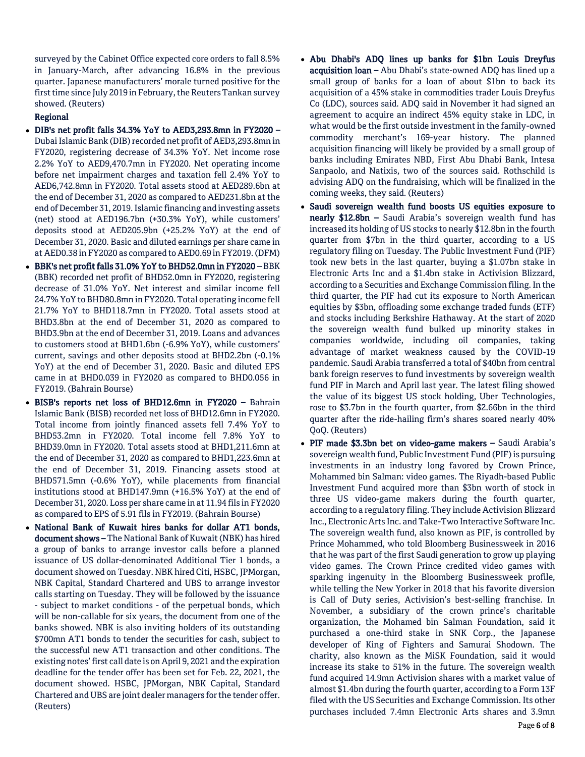surveyed by the Cabinet Office expected core orders to fall 8.5% in January-March, after advancing 16.8% in the previous quarter. Japanese manufacturers' morale turned positive for the first time since July 2019 in February, the Reuters Tankan survey showed. (Reuters)

**Regional**

- **DIB's net profit falls 34.3% YoY to AED3,293.8mn in FY2020 –** Dubai Islamic Bank (DIB) recorded net profit of AED3,293.8mn in FY2020, registering decrease of 34.3% YoY. Net income rose 2.2% YoY to AED9,470.7mn in FY2020. Net operating income before net impairment charges and taxation fell 2.4% YoY to AED6,742.8mn in FY2020. Total assets stood at AED289.6bn at the end of December 31, 2020 as compared to AED231.8bn at the end of December 31, 2019. Islamic financing and investing assets (net) stood at AED196.7bn (+30.3% YoY), while customers' deposits stood at AED205.9bn (+25.2% YoY) at the end of December 31, 2020. Basic and diluted earnings per share came in at AED0.38 in FY2020 as compared to AED0.69 in FY2019. (DFM)
- **BBK's net profit falls 31.0% YoY to BHD52.0mn in FY2020 –** BBK (BBK) recorded net profit of BHD52.0mn in FY2020, registering decrease of 31.0% YoY. Net interest and similar income fell 24.7% YoY to BHD80.8mn in FY2020. Total operating income fell 21.7% YoY to BHD118.7mn in FY2020. Total assets stood at BHD3.8bn at the end of December 31, 2020 as compared to BHD3.9bn at the end of December 31, 2019. Loans and advances to customers stood at BHD1.6bn (-6.9% YoY), while customers' current, savings and other deposits stood at BHD2.2bn (-0.1% YoY) at the end of December 31, 2020. Basic and diluted EPS came in at BHD0.039 in FY2020 as compared to BHD0.056 in FY2019. (Bahrain Bourse)
- **BISB's reports net loss of BHD12.6mn in FY2020 –** Bahrain Islamic Bank (BISB) recorded net loss of BHD12.6mn in FY2020. Total income from jointly financed assets fell 7.4% YoY to BHD53.2mn in FY2020. Total income fell 7.8% YoY to BHD39.0mn in FY2020. Total assets stood at BHD1,211.6mn at the end of December 31, 2020 as compared to BHD1,223.6mn at the end of December 31, 2019. Financing assets stood at BHD571.5mn (-0.6% YoY), while placements from financial institutions stood at BHD147.9mn (+16.5% YoY) at the end of December 31, 2020. Loss per share came in at 11.94 fils in FY2020 as compared to EPS of 5.91 fils in FY2019. (Bahrain Bourse)
- **National Bank of Kuwait hires banks for dollar AT1 bonds, document shows –** The National Bank of Kuwait (NBK) has hired a group of banks to arrange investor calls before a planned issuance of US dollar-denominated Additional Tier 1 bonds, a document showed on Tuesday. NBK hired Citi, HSBC, JPMorgan, NBK Capital, Standard Chartered and UBS to arrange investor calls starting on Tuesday. They will be followed by the issuance - subject to market conditions - of the perpetual bonds, which will be non-callable for six years, the document from one of the banks showed. NBK is also inviting holders of its outstanding $700mn AT1 bonds to tender the securities for cash, subject to the successful new AT1 transaction and other conditions. The existing notes' first call date is on April 9, 2021 and the expiration deadline for the tender offer has been set for Feb. 22, 2021, the document showed. HSBC, JPMorgan, NBK Capital, Standard Chartered and UBS are joint dealer managers for the tender offer. (Reuters)
- **Abu Dhabi's ADQ lines up banks for $1bn Louis Dreyfus acquisition loan –** Abu Dhabi's state-owned ADQ has lined up a small group of banks for a loan of about $1bn to back its acquisition of a 45% stake in commodities trader Louis Dreyfus Co (LDC), sources said. ADQ said in November it had signed an agreement to acquire an indirect 45% equity stake in LDC, in what would be the first outside investment in the family-owned commodity merchant's 169-year history. The planned acquisition financing will likely be provided by a small group of banks including Emirates NBD, First Abu Dhabi Bank, Intesa Sanpaolo, and Natixis, two of the sources said. Rothschild is advising ADQ on the fundraising, which will be finalized in the coming weeks, they said. (Reuters)
- **Saudi sovereign wealth fund boosts US equities exposure to nearly $12.8bn –** Saudi Arabia's sovereign wealth fund has increased its holding of US stocks to nearly $12.8bn in the fourth quarter from $7bn in the third quarter, according to a US regulatory filing on Tuesday. The Public Investment Fund (PIF) took new bets in the last quarter, buying a $1.07bn stake in Electronic Arts Inc and a $1.4bn stake in Activision Blizzard, according to a Securities and Exchange Commission filing. In the third quarter, the PIF had cut its exposure to North American equities by $3bn, offloading some exchange traded funds (ETF) and stocks including Berkshire Hathaway. At the start of 2020 the sovereign wealth fund bulked up minority stakes in companies worldwide, including oil companies, taking advantage of market weakness caused by the COVID-19 pandemic. Saudi Arabia transferred a total of $40bn from central bank foreign reserves to fund investments by sovereign wealth fund PIF in March and April last year. The latest filing showed the value of its biggest US stock holding, Uber Technologies, rose to $3.7bn in the fourth quarter, from $2.66bn in the third quarter after the ride-hailing firm's shares soared nearly 40% QoQ. (Reuters)
- **PIF made $3.3bn bet on video-game makers –** Saudi Arabia's sovereign wealth fund, Public Investment Fund (PIF) is pursuing investments in an industry long favored by Crown Prince, Mohammed bin Salman: video games. The Riyadh-based Public Investment Fund acquired more than $3bn worth of stock in three US video-game makers during the fourth quarter, according to a regulatory filing. They include Activision Blizzard Inc., Electronic Arts Inc. and Take-Two Interactive Software Inc. The sovereign wealth fund, also known as PIF, is controlled by Prince Mohammed, who told Bloomberg Businessweek in 2016 that he was part of the first Saudi generation to grow up playing video games. The Crown Prince credited video games with sparking ingenuity in the Bloomberg Businessweek profile, while telling the New Yorker in 2018 that his favorite diversion is Call of Duty series, Activision's best-selling franchise. In November, a subsidiary of the crown prince's charitable organization, the Mohamed bin Salman Foundation, said it purchased a one-third stake in SNK Corp., the Japanese developer of King of Fighters and Samurai Shodown. The charity, also known as the MiSK Foundation, said it would increase its stake to 51% in the future. The sovereign wealth fund acquired 14.9mn Activision shares with a market value of almost $1.4bn during the fourth quarter, according to a Form 13F filed with the US Securities and Exchange Commission. Its other purchases included 7.4mn Electronic Arts shares and 3.9mn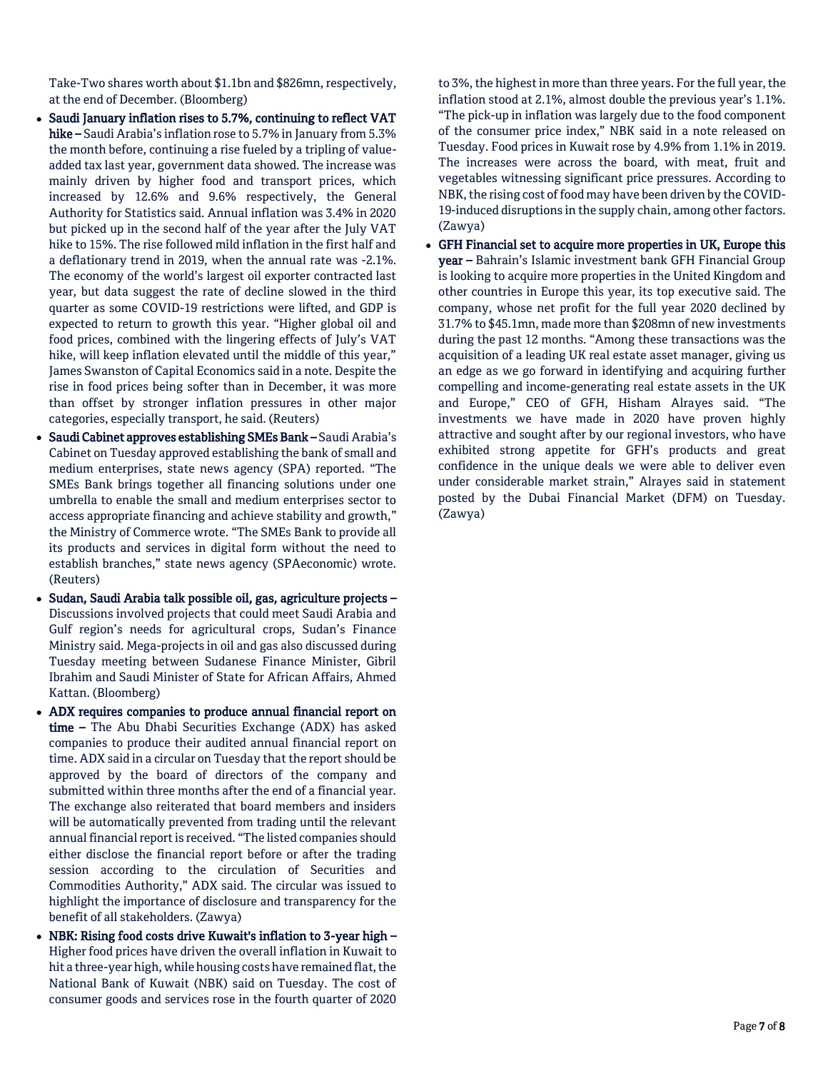Take-Two shares worth about $1.1bn and $826mn, respectively, at the end of December. (Bloomberg)

- **Saudi January inflation rises to 5.7%, continuing to reflect VAT hike –** Saudi Arabia's inflation rose to 5.7% in January from 5.3% the month before, continuing a rise fueled by a tripling of value-added tax last year, government data showed. The increase was mainly driven by higher food and transport prices, which increased by 12.6% and 9.6% respectively, the General Authority for Statistics said. Annual inflation was 3.4% in 2020 but picked up in the second half of the year after the July VAT hike to 15%. The rise followed mild inflation in the first half and a deflationary trend in 2019, when the annual rate was -2.1%. The economy of the world's largest oil exporter contracted last year, but data suggest the rate of decline slowed in the third quarter as some COVID-19 restrictions were lifted, and GDP is expected to return to growth this year. "Higher global oil and food prices, combined with the lingering effects of July's VAT hike, will keep inflation elevated until the middle of this year," James Swanston of Capital Economics said in a note. Despite the rise in food prices being softer than in December, it was more than offset by stronger inflation pressures in other major categories, especially transport, he said. (Reuters)
- **Saudi Cabinet approves establishing SMEs Bank –** Saudi Arabia's Cabinet on Tuesday approved establishing the bank of small and medium enterprises, state news agency (SPA) reported. "The SMEs Bank brings together all financing solutions under one umbrella to enable the small and medium enterprises sector to access appropriate financing and achieve stability and growth," the Ministry of Commerce wrote. "The SMEs Bank to provide all its products and services in digital form without the need to establish branches," state news agency (SPAeconomic) wrote. (Reuters)
- **Sudan, Saudi Arabia talk possible oil, gas, agriculture projects –** Discussions involved projects that could meet Saudi Arabia and Gulf region's needs for agricultural crops, Sudan's Finance Ministry said. Mega-projects in oil and gas also discussed during Tuesday meeting between Sudanese Finance Minister, Gibril Ibrahim and Saudi Minister of State for African Affairs, Ahmed Kattan. (Bloomberg)
- **ADX requires companies to produce annual financial report on time –** The Abu Dhabi Securities Exchange (ADX) has asked companies to produce their audited annual financial report on time. ADX said in a circular on Tuesday that the report should be approved by the board of directors of the company and submitted within three months after the end of a financial year. The exchange also reiterated that board members and insiders will be automatically prevented from trading until the relevant annual financial report is received. "The listed companies should either disclose the financial report before or after the trading session according to the circulation of Securities and Commodities Authority," ADX said. The circular was issued to highlight the importance of disclosure and transparency for the benefit of all stakeholders. (Zawya)
- **NBK: Rising food costs drive Kuwait's inflation to 3-year high –** Higher food prices have driven the overall inflation in Kuwait to hit a three-year high, while housing costs have remained flat, the National Bank of Kuwait (NBK) said on Tuesday. The cost of consumer goods and services rose in the fourth quarter of 2020 to 3%, the highest in more than three years. For the full year, the inflation stood at 2.1%, almost double the previous year's 1.1%. "The pick-up in inflation was largely due to the food component of the consumer price index," NBK said in a note released on Tuesday. Food prices in Kuwait rose by 4.9% from 1.1% in 2019. The increases were across the board, with meat, fruit and vegetables witnessing significant price pressures. According to NBK, the rising cost of food may have been driven by the COVID-19-induced disruptions in the supply chain, among other factors. (Zawya)
- **GFH Financial set to acquire more properties in UK, Europe this year –** Bahrain's Islamic investment bank GFH Financial Group is looking to acquire more properties in the United Kingdom and other countries in Europe this year, its top executive said. The company, whose net profit for the full year 2020 declined by 31.7% to $45.1mn, made more than $208mn of new investments during the past 12 months. "Among these transactions was the acquisition of a leading UK real estate asset manager, giving us an edge as we go forward in identifying and acquiring further compelling and income-generating real estate assets in the UK and Europe," CEO of GFH, Hisham Alrayes said. "The investments we have made in 2020 have proven highly attractive and sought after by our regional investors, who have exhibited strong appetite for GFH's products and great confidence in the unique deals we were able to deliver even under considerable market strain," Alrayes said in statement posted by the Dubai Financial Market (DFM) on Tuesday. (Zawya)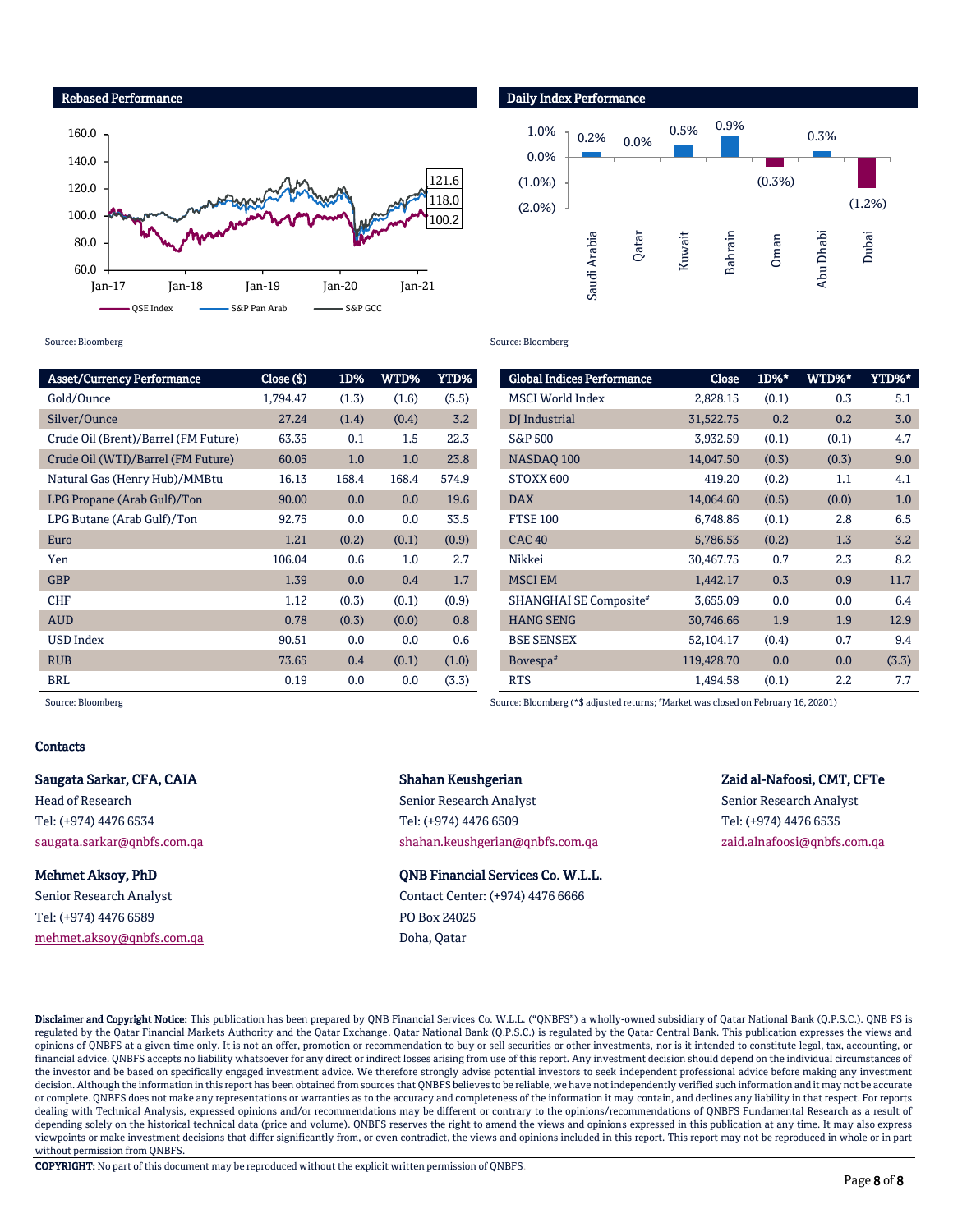### Rebased Performance

160.0
140.0
120.0
100.0
80.0
60.0

Jan-17 Jan-18 Jan-19 Jan-20 Jan-21

121.6
118.0
100.2

QSE Index S&P Pan Arab S&P GCC

Source: Bloomberg

### Daily Index Performance

1.0%
0.0%
(1.0%)
(2.0%)

0.2% 0.0% 0.5% 0.9% (0.3%) 0.3% (1.2%)

Saudi Arabia Qatar Kuwait Bahrain Oman Abu Dhabi Dubai

Source: Bloomberg

| Asset/Currency Performance | Close ($) | 1D% | WTD% | YTD% |
|---|---|---|---|---|
| Gold/Ounce | 1,794.47 | (1.3) | (1.6) | (5.5) |
| Silver/Ounce | 27.24 | (1.4) | (0.4) | 3.2 |
| Crude Oil (Brent)/Barrel (FM Future) | 63.35 | 0.1 | 1.5 | 22.3 |
| Crude Oil (WTI)/Barrel (FM Future) | 60.05 | 1.0 | 1.0 | 23.8 |
| Natural Gas (Henry Hub)/MMBtu | 16.13 | 168.4 | 168.4 | 574.9 |
| LPG Propane (Arab Gulf)/Ton | 90.00 | 0.0 | 0.0 | 19.6 |
| LPG Butane (Arab Gulf)/Ton | 92.75 | 0.0 | 0.0 | 33.5 |
| Euro | 1.21 | (0.2) | (0.1) | (0.9) |
| Yen | 106.04 | 0.6 | 1.0 | 2.7 |
| GBP | 1.39 | 0.0 | 0.4 | 1.7 |
| CHF | 1.12 | (0.3) | (0.1) | (0.9) |
| AUD | 0.78 | (0.3) | (0.0) | 0.8 |
| USD Index | 90.51 | 0.0 | 0.0 | 0.6 |
| RUB | 73.65 | 0.4 | (0.1) | (1.0) |
| BRL | 0.19 | 0.0 | 0.0 | (3.3) |

Source: Bloomberg

| Global Indices Performance | Close | 1D%* | WTD%* | YTD%* |
|---|---|---|---|---|
| MSCI World Index | 2,828.15 | (0.1) | 0.3 | 5.1 |
| DJ Industrial | 31,522.75 | 0.2 | 0.2 | 3.0 |
| S&P 500 | 3,932.59 | (0.1) | (0.1) | 4.7 |
| NASDAQ 100 | 14,047.50 | (0.3) | (0.3) | 9.0 |
| STOXX 600 | 419.20 | (0.2) | 1.1 | 4.1 |
| DAX | 14,064.60 | (0.5) | (0.0) | 1.0 |
| FTSE 100 | 6,748.86 | (0.1) | 2.8 | 6.5 |
| CAC 40 | 5,786.53 | (0.2) | 1.3 | 3.2 |
| Nikkei | 30,467.75 | 0.7 | 2.3 | 8.2 |
| MSCI EM | 1,442.17 | 0.3 | 0.9 | 11.7 |
| SHANGHAI SE Composite# | 3,655.09 | 0.0 | 0.0 | 6.4 |
| HANG SENG | 30,746.66 | 1.9 | 1.9 | 12.9 |
| BSE SENSEX | 52,104.17 | (0.4) | 0.7 | 9.4 |
| Bovespa# | 119,428.70 | 0.0 | 0.0 | (3.3) |
| RTS | 1,494.58 | (0.1) | 2.2 | 7.7 |

Source: Bloomberg (*$ adjusted returns; #Market was closed on February 16, 20201)

## Contacts

**Saugata Sarkar, CFA, CAIA**
Head of Research
Tel: (+974) 4476 6534
saugata.sarkar@qnbfs.com.qa

**Shahan Keushgerian**
Senior Research Analyst
Tel: (+974) 4476 6509
shahan.keushgerian@qnbfs.com.qa

**Zaid al-Nafoosi, CMT, CFTe**
Senior Research Analyst
Tel: (+974) 4476 6535
zaid.alnafoosi@qnbfs.com.qa

**Mehmet Aksoy, PhD**
Senior Research Analyst
Tel: (+974) 4476 6589
mehmet.aksoy@qnbfs.com.qa

**QNB Financial Services Co. W.L.L.**
Contact Center: (+974) 4476 6666
PO Box 24025
Doha, Qatar

**Disclaimer and Copyright Notice:** This publication has been prepared by QNB Financial Services Co. W.L.L. ("QNBFS") a wholly-owned subsidiary of Qatar National Bank (Q.P.S.C.). QNB FS is regulated by the Qatar Financial Markets Authority and the Qatar Exchange. Qatar National Bank (Q.P.S.C.) is regulated by the Qatar Central Bank. This publication expresses the views and opinions of QNBFS at a given time only. It is not an offer, promotion or recommendation to buy or sell securities or other investments, nor is it intended to constitute legal, tax, accounting, or financial advice. QNBFS accepts no liability whatsoever for any direct or indirect losses arising from use of this report. Any investment decision should depend on the individual circumstances of the investor and be based on specifically engaged investment advice. We therefore strongly advise potential investors to seek independent professional advice before making any investment decision. Although the information in this report has been obtained from sources that QNBFS believes to be reliable, we have not independently verified such information and it may not be accurate or complete. QNBFS does not make any representations or warranties as to the accuracy and completeness of the information it may contain, and declines any liability in that respect. For reports dealing with Technical Analysis, expressed opinions and/or recommendations may be different or contrary to the opinions/recommendations of QNBFS Fundamental Research as a result of depending solely on the historical technical data (price and volume). QNBFS reserves the right to amend the views and opinions expressed in this publication at any time. It may also express viewpoints or make investment decisions that differ significantly from, or even contradict, the views and opinions included in this report. This report may not be reproduced in whole or in part without permission from QNBFS.

**COPYRIGHT:** No part of this document may be reproduced without the explicit written permission of QNBFS